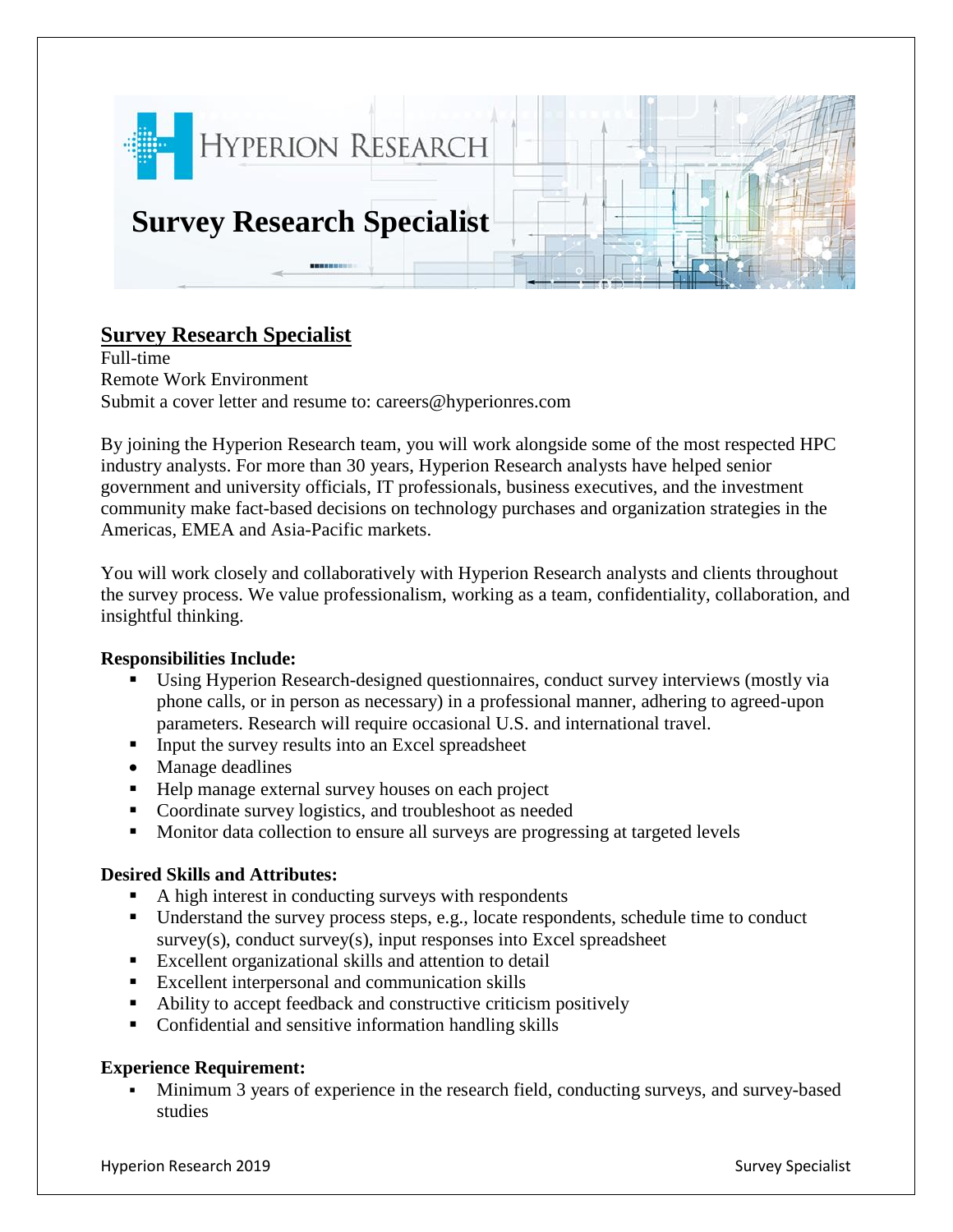# HYPERION RESEARCH

# Survey Research Specialist

## Survey Research Specialist

Full-time
Remote Work Environment
Submit a cover letter and resume to: careers@hyperionres.com

By joining the Hyperion Research team, you will work alongside some of the most respected HPC industry analysts. For more than 30 years, Hyperion Research analysts have helped senior government and university officials, IT professionals, business executives, and the investment community make fact-based decisions on technology purchases and organization strategies in the Americas, EMEA and Asia-Pacific markets.

You will work closely and collaboratively with Hyperion Research analysts and clients throughout the survey process. We value professionalism, working as a team, confidentiality, collaboration, and insightful thinking.

**Responsibilities Include:**

- Using Hyperion Research-designed questionnaires, conduct survey interviews (mostly via phone calls, or in person as necessary) in a professional manner, adhering to agreed-upon parameters. Research will require occasional U.S. and international travel.
- Input the survey results into an Excel spreadsheet
- Manage deadlines
- Help manage external survey houses on each project
- Coordinate survey logistics, and troubleshoot as needed
- Monitor data collection to ensure all surveys are progressing at targeted levels

**Desired Skills and Attributes:**

- A high interest in conducting surveys with respondents
- Understand the survey process steps, e.g., locate respondents, schedule time to conduct survey(s), conduct survey(s), input responses into Excel spreadsheet
- Excellent organizational skills and attention to detail
- Excellent interpersonal and communication skills
- Ability to accept feedback and constructive criticism positively
- Confidential and sensitive information handling skills

**Experience Requirement:**

- Minimum 3 years of experience in the research field, conducting surveys, and survey-based studies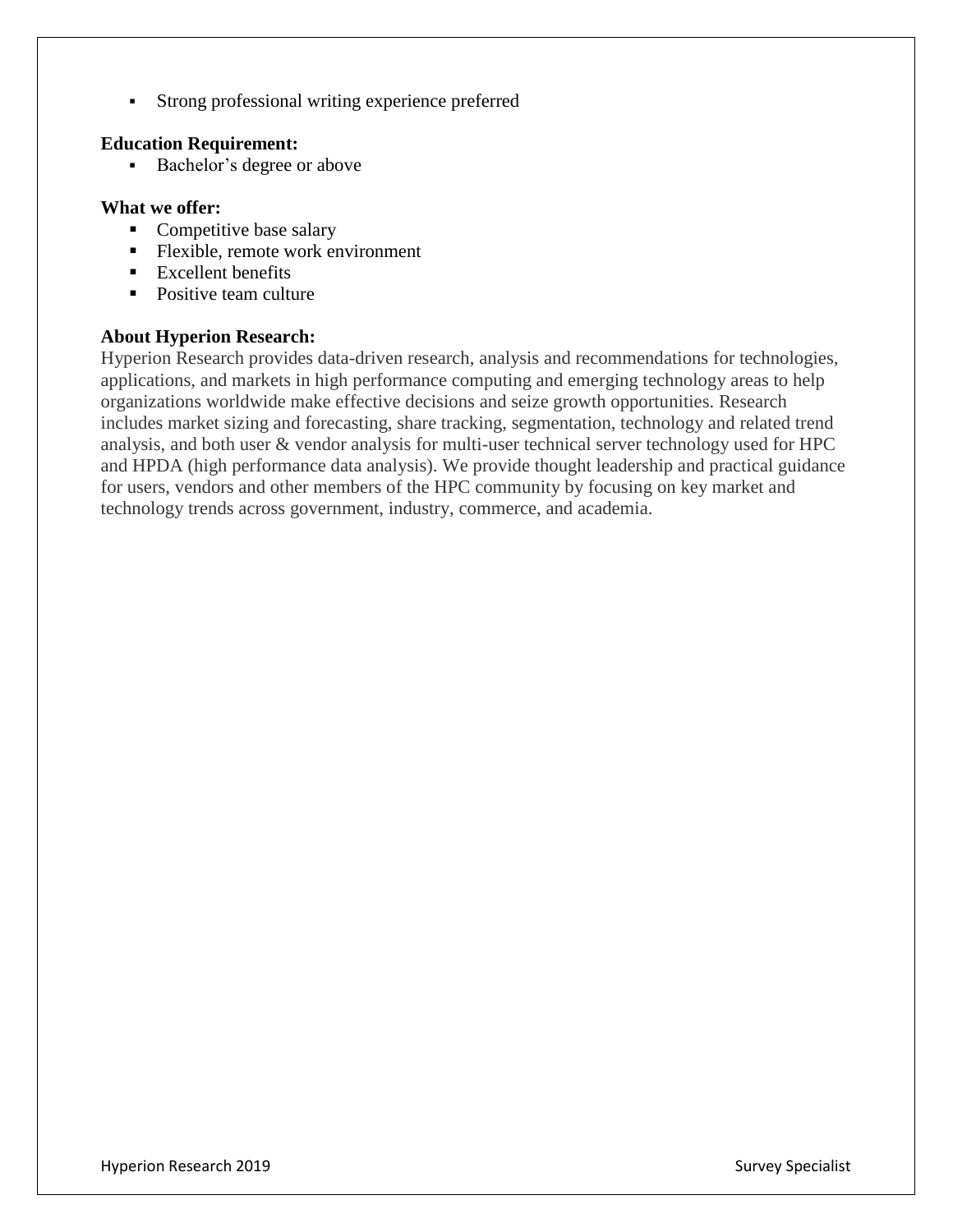- Strong professional writing experience preferred

**Education Requirement:**

- Bachelor's degree or above

**What we offer:**

- Competitive base salary
- Flexible, remote work environment
- Excellent benefits
- Positive team culture

**About Hyperion Research:**

Hyperion Research provides data-driven research, analysis and recommendations for technologies, applications, and markets in high performance computing and emerging technology areas to help organizations worldwide make effective decisions and seize growth opportunities. Research includes market sizing and forecasting, share tracking, segmentation, technology and related trend analysis, and both user & vendor analysis for multi-user technical server technology used for HPC and HPDA (high performance data analysis). We provide thought leadership and practical guidance for users, vendors and other members of the HPC community by focusing on key market and technology trends across government, industry, commerce, and academia.